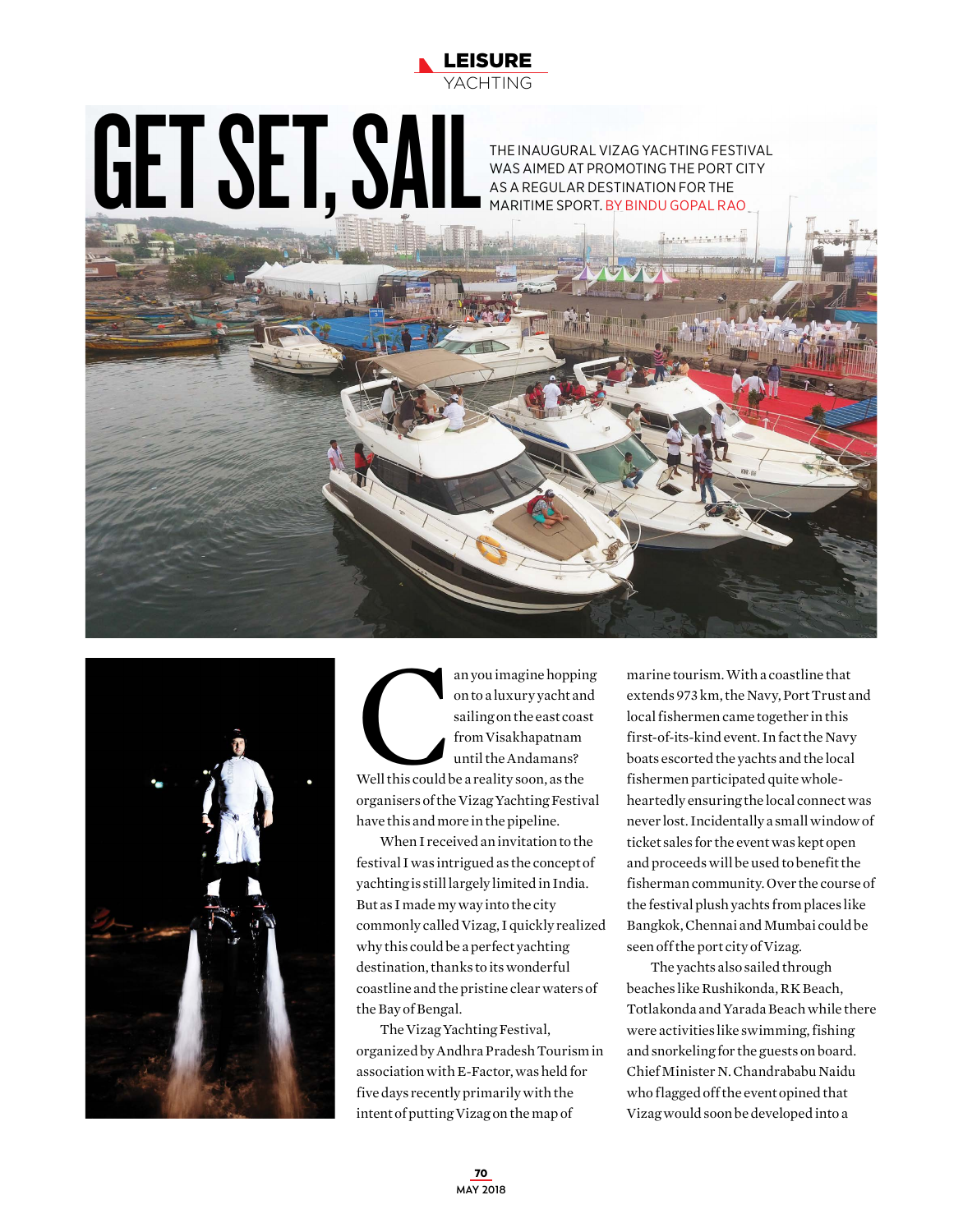# GET SET, SAIL

THE INAUGURAL VIZAG YACHTING FESTIVAL WAS AIMED AT PROMOTING THE PORT CITY AS A REGULAR DESTINATION FOR THE MARITIME SPORT. BY BINDU GOPAL RAO

Can you imagine hopping onto a luxury yacht and sailing on the east coast from Visakhapatnam until the Andamans? Well this could be a reality soon, as the organisers of the Vizag Yachting Festival have this and more in the pipeline.

When I received an invitation to the festival I was intrigued as the concept of yachting is still largely limited in India. But as I made my way into the city commonly called Vizag, I quickly realized why this could be a perfect yachting destination, thanks to its wonderful coastline and the pristine clear waters of the Bay of Bengal.

The Vizag Yachting Festival, organized by Andhra Pradesh Tourism in association with E-Factor, was held for five days recently primarily with the intent of putting Vizag on the map of marine tourism. With a coastline that extends 973 km, the Navy, Port Trust and local fishermen came together in this first-of-its-kind event. In fact the Navy boats escorted the yachts and the local fishermen participated quite whole-heartedly ensuring the local connect was never lost. Incidentally a small window of ticket sales for the event was kept open and proceeds will be used to benefit the fisherman community. Over the course of the festival plush yachts from places like Bangkok, Chennai and Mumbai could be seen off the port city of Vizag.

The yachts also sailed through beaches like Rushikonda, RK Beach, Totlakonda and Yarada Beach while there were activities like swimming, fishing and snorkeling for the guests on board. Chief Minister N. Chandrababu Naidu who flagged off the event opined that Vizag would soon be developed into a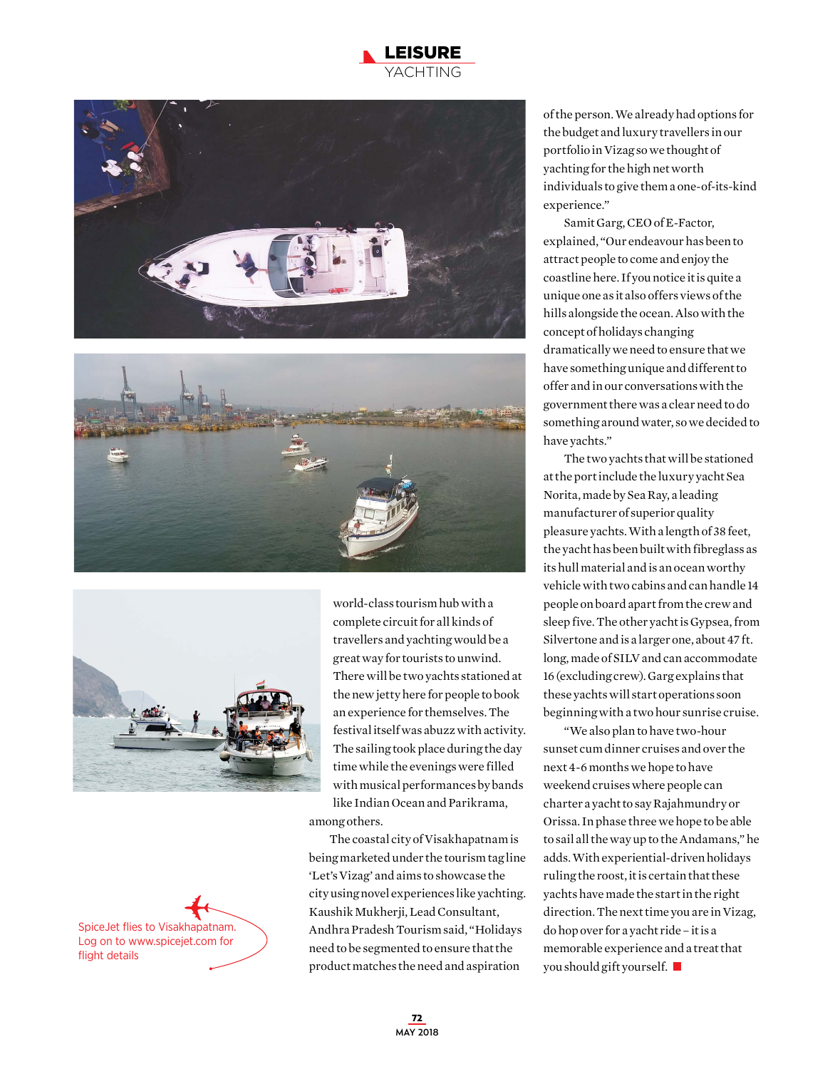world-class tourism hub with a complete circuit for all kinds of travellers and yachting would be a great way for tourists to unwind. There will be two yachts stationed at the new jetty here for people to book an experience for themselves. The festival itself was abuzz with activity. The sailing took place during the day time while the evenings were filled with musical performances by bands like Indian Ocean and Parikrama, among others.

The coastal city of Visakhapatnam is being marketed under the tourism tag line 'Let's Vizag' and aims to showcase the city using novel experiences like yachting. Kaushik Mukherji, Lead Consultant, Andhra Pradesh Tourism said, "Holidays need to be segmented to ensure that the product matches the need and aspiration of the person. We already had options for the budget and luxury travellers in our portfolio in Vizag so we thought of yachting for the high net worth individuals to give them a one-of-its-kind experience."

Samit Garg, CEO of E-Factor, explained, "Our endeavour has been to attract people to come and enjoy the coastline here. If you notice it is quite a unique one as it also offers views of the hills alongside the ocean. Also with the concept of holidays changing dramatically we need to ensure that we have something unique and different to offer and in our conversations with the government there was a clear need to do something around water, so we decided to have yachts."

The two yachts that will be stationed at the port include the luxury yacht Sea Norita, made by Sea Ray, a leading manufacturer of superior quality pleasure yachts. With a length of 38 feet, the yacht has been built with fibreglass as its hull material and is an ocean worthy vehicle with two cabins and can handle 14 people on board apart from the crew and sleep five. The other yacht is Gypsea, from Silvertone and is a larger one, about 47 ft. long, made of SILV and can accommodate 16 (excluding crew). Garg explains that these yachts will start operations soon beginning with a two hour sunrise cruise.

"We also plan to have two-hour sunset cum dinner cruises and over the next 4-6 months we hope to have weekend cruises where people can charter a yacht to say Rajahmundry or Orissa. In phase three we hope to be able to sail all the way up to the Andamans," he adds. With experiential-driven holidays ruling the roost, it is certain that these yachts have made the start in the right direction. The next time you are in Vizag, do hop over for a yacht ride – it is a memorable experience and a treat that you should gift yourself. ■

SpiceJet flies to Visakhapatnam. Log on to www.spicejet.com for flight details